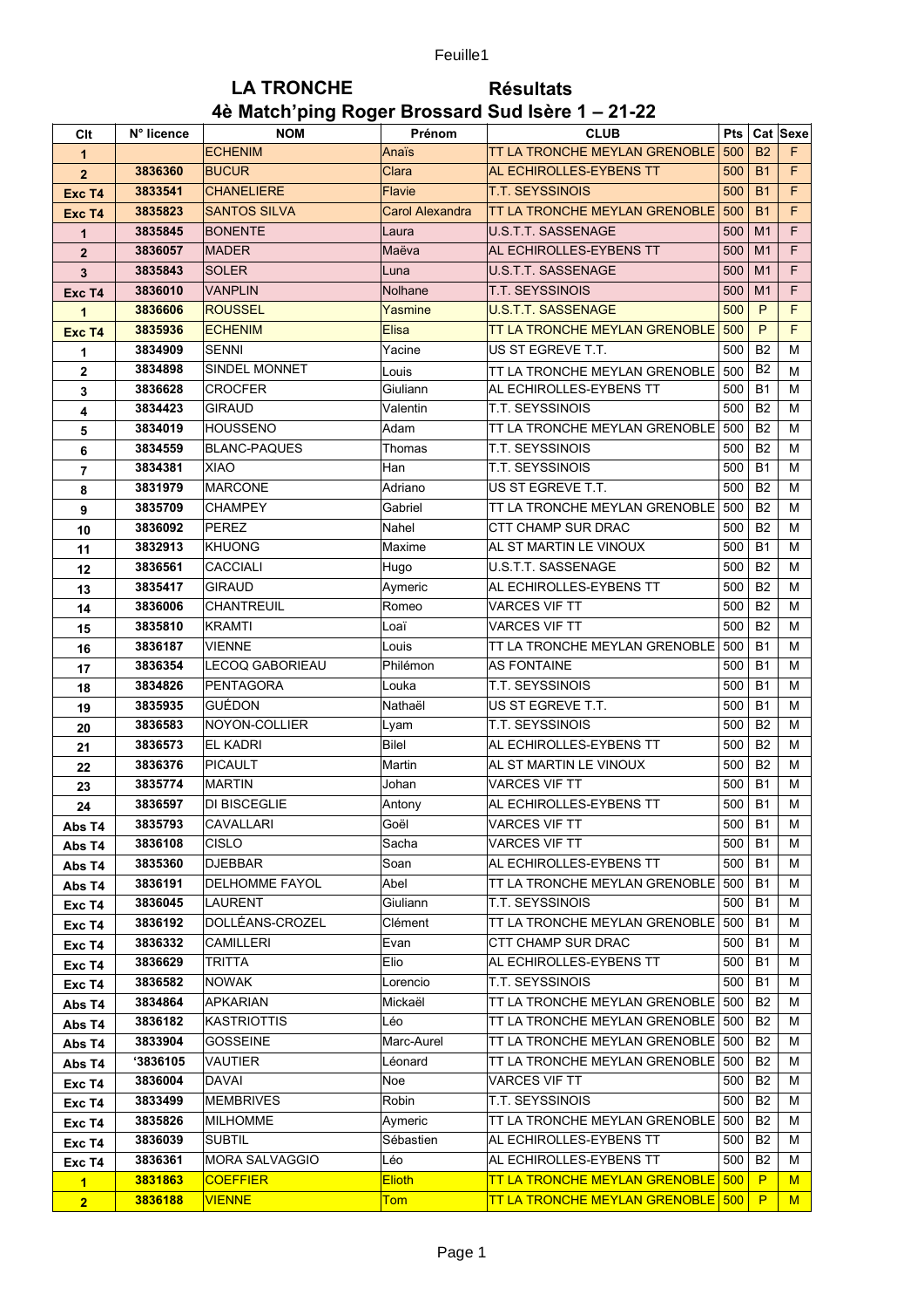# LA TRONCHE Résultats

## 4è Match'ping Roger Brossard Sud Isère 1 – 21-22

| Clt | N° licence | NOM | Prénom | CLUB | Pts | Cat | Sexe |
|---|---|---|---|---|---|---|---|
| 1 | | ECHENIM | Anaïs | TT LA TRONCHE MEYLAN GRENOBLE | 500 | B2 | F |
| 2 | 3836360 | BUCUR | Clara | AL ECHIROLLES-EYBENS TT | 500 | B1 | F |
| Exc T4 | 3833541 | CHANELIERE | Flavie | T.T. SEYSSINOIS | 500 | B1 | F |
| Exc T4 | 3835823 | SANTOS SILVA | Carol Alexandra | TT LA TRONCHE MEYLAN GRENOBLE | 500 | B1 | F |
| 1 | 3835845 | BONENTE | Laura | U.S.T.T. SASSENAGE | 500 | M1 | F |
| 2 | 3836057 | MADER | Maëva | AL ECHIROLLES-EYBENS TT | 500 | M1 | F |
| 3 | 3835843 | SOLER | Luna | U.S.T.T. SASSENAGE | 500 | M1 | F |
| Exc T4 | 3836010 | VANPLIN | Nolhane | T.T. SEYSSINOIS | 500 | M1 | F |
| 1 | 3836606 | ROUSSEL | Yasmine | U.S.T.T. SASSENAGE | 500 | P | F |
| Exc T4 | 3835936 | ECHENIM | Elisa | TT LA TRONCHE MEYLAN GRENOBLE | 500 | P | F |
| 1 | 3834909 | SENNI | Yacine | US ST EGREVE T.T. | 500 | B2 | M |
| 2 | 3834898 | SINDEL MONNET | Louis | TT LA TRONCHE MEYLAN GRENOBLE | 500 | B2 | M |
| 3 | 3836628 | CROCFER | Giuliann | AL ECHIROLLES-EYBENS TT | 500 | B1 | M |
| 4 | 3834423 | GIRAUD | Valentin | T.T. SEYSSINOIS | 500 | B2 | M |
| 5 | 3834019 | HOUSSENO | Adam | TT LA TRONCHE MEYLAN GRENOBLE | 500 | B2 | M |
| 6 | 3834559 | BLANC-PAQUES | Thomas | T.T. SEYSSINOIS | 500 | B2 | M |
| 7 | 3834381 | XIAO | Han | T.T. SEYSSINOIS | 500 | B1 | M |
| 8 | 3831979 | MARCONE | Adriano | US ST EGREVE T.T. | 500 | B2 | M |
| 9 | 3835709 | CHAMPEY | Gabriel | TT LA TRONCHE MEYLAN GRENOBLE | 500 | B2 | M |
| 10 | 3836092 | PEREZ | Nahel | CTT CHAMP SUR DRAC | 500 | B2 | M |
| 11 | 3832913 | KHUONG | Maxime | AL ST MARTIN LE VINOUX | 500 | B1 | M |
| 12 | 3836561 | CACCIALI | Hugo | U.S.T.T. SASSENAGE | 500 | B2 | M |
| 13 | 3835417 | GIRAUD | Aymeric | AL ECHIROLLES-EYBENS TT | 500 | B2 | M |
| 14 | 3836006 | CHANTREUIL | Romeo | VARCES VIF TT | 500 | B2 | M |
| 15 | 3835810 | KRAMTI | Loaï | VARCES VIF TT | 500 | B2 | M |
| 16 | 3836187 | VIENNE | Louis | TT LA TRONCHE MEYLAN GRENOBLE | 500 | B1 | M |
| 17 | 3836354 | LECOQ GABORIEAU | Philémon | AS FONTAINE | 500 | B1 | M |
| 18 | 3834826 | PENTAGORA | Louka | T.T. SEYSSINOIS | 500 | B1 | M |
| 19 | 3835935 | GUÉDON | Nathaël | US ST EGREVE T.T. | 500 | B1 | M |
| 20 | 3836583 | NOYON-COLLIER | Lyam | T.T. SEYSSINOIS | 500 | B2 | M |
| 21 | 3836573 | EL KADRI | Bilel | AL ECHIROLLES-EYBENS TT | 500 | B2 | M |
| 22 | 3836376 | PICAULT | Martin | AL ST MARTIN LE VINOUX | 500 | B2 | M |
| 23 | 3835774 | MARTIN | Johan | VARCES VIF TT | 500 | B1 | M |
| 24 | 3836597 | DI BISCEGLIE | Antony | AL ECHIROLLES-EYBENS TT | 500 | B1 | M |
| Abs T4 | 3835793 | CAVALLARI | Goël | VARCES VIF TT | 500 | B1 | M |
| Abs T4 | 3836108 | CISLO | Sacha | VARCES VIF TT | 500 | B1 | M |
| Abs T4 | 3835360 | DJEBBAR | Soan | AL ECHIROLLES-EYBENS TT | 500 | B1 | M |
| Abs T4 | 3836191 | DELHOMME FAYOL | Abel | TT LA TRONCHE MEYLAN GRENOBLE | 500 | B1 | M |
| Exc T4 | 3836045 | LAURENT | Giuliann | T.T. SEYSSINOIS | 500 | B1 | M |
| Exc T4 | 3836192 | DOLLÉANS-CROZEL | Clément | TT LA TRONCHE MEYLAN GRENOBLE | 500 | B1 | M |
| Exc T4 | 3836332 | CAMILLERI | Evan | CTT CHAMP SUR DRAC | 500 | B1 | M |
| Exc T4 | 3836629 | TRITTA | Elio | AL ECHIROLLES-EYBENS TT | 500 | B1 | M |
| Exc T4 | 3836582 | NOWAK | Lorencio | T.T. SEYSSINOIS | 500 | B1 | M |
| Abs T4 | 3834864 | APKARIAN | Mickaël | TT LA TRONCHE MEYLAN GRENOBLE | 500 | B2 | M |
| Abs T4 | 3836182 | KASTRIOTTIS | Léo | TT LA TRONCHE MEYLAN GRENOBLE | 500 | B2 | M |
| Abs T4 | 3833904 | GOSSEINE | Marc-Aurel | TT LA TRONCHE MEYLAN GRENOBLE | 500 | B2 | M |
| Abs T4 | '3836105 | VAUTIER | Léonard | TT LA TRONCHE MEYLAN GRENOBLE | 500 | B2 | M |
| Exc T4 | 3836004 | DAVAI | Noe | VARCES VIF TT | 500 | B2 | M |
| Exc T4 | 3833499 | MEMBRIVES | Robin | T.T. SEYSSINOIS | 500 | B2 | M |
| Exc T4 | 3835826 | MILHOMME | Aymeric | TT LA TRONCHE MEYLAN GRENOBLE | 500 | B2 | M |
| Exc T4 | 3836039 | SUBTIL | Sébastien | AL ECHIROLLES-EYBENS TT | 500 | B2 | M |
| Exc T4 | 3836361 | MORA SALVAGGIO | Léo | AL ECHIROLLES-EYBENS TT | 500 | B2 | M |
| 1 | 3831863 | COEFFIER | Elioth | TT LA TRONCHE MEYLAN GRENOBLE | 500 | P | M |
| 2 | 3836188 | VIENNE | Tom | TT LA TRONCHE MEYLAN GRENOBLE | 500 | P | M |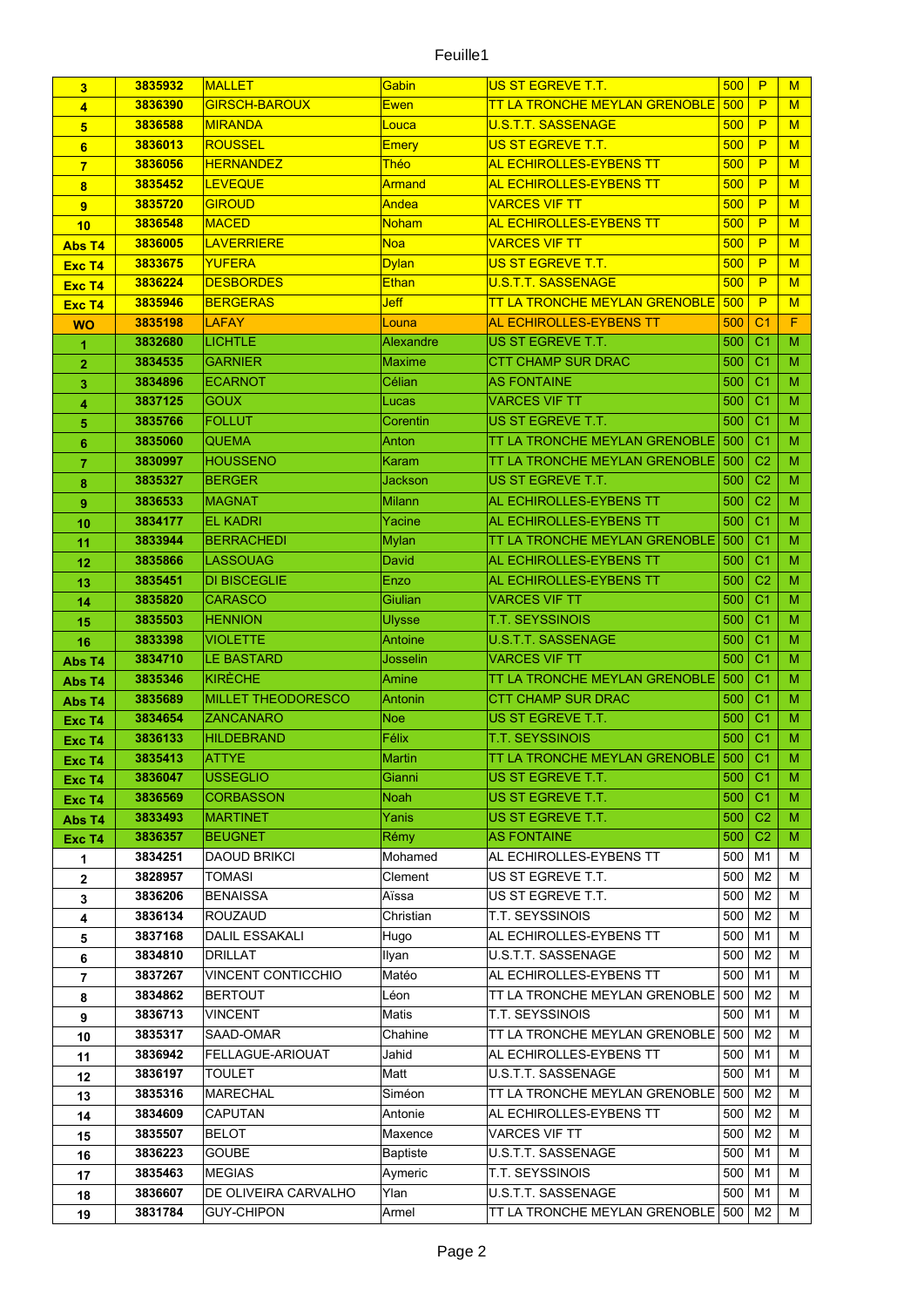| 3 | 3835932 | MALLET | Gabin | US ST EGREVE T.T. | 500 | P | M |
|---|---|---|---|---|---|---|---|
| 4 | 3836390 | GIRSCH-BAROUX | Ewen | TT LA TRONCHE MEYLAN GRENOBLE | 500 | P | M |
| 5 | 3836588 | MIRANDA | Louca | U.S.T.T. SASSENAGE | 500 | P | M |
| 6 | 3836013 | ROUSSEL | Emery | US ST EGREVE T.T. | 500 | P | M |
| 7 | 3836056 | HERNANDEZ | Théo | AL ECHIROLLES-EYBENS TT | 500 | P | M |
| 8 | 3835452 | LEVEQUE | Armand | AL ECHIROLLES-EYBENS TT | 500 | P | M |
| 9 | 3835720 | GIROUD | Andea | VARCES VIF TT | 500 | P | M |
| 10 | 3836548 | MACED | Noham | AL ECHIROLLES-EYBENS TT | 500 | P | M |
| Abs T4 | 3836005 | LAVERRIERE | Noa | VARCES VIF TT | 500 | P | M |
| Exc T4 | 3833675 | YUFERA | Dylan | US ST EGREVE T.T. | 500 | P | M |
| Exc T4 | 3836224 | DESBORDES | Ethan | U.S.T.T. SASSENAGE | 500 | P | M |
| Exc T4 | 3835946 | BERGERAS | Jeff | TT LA TRONCHE MEYLAN GRENOBLE | 500 | P | M |
| WO | 3835198 | LAFAY | Louna | AL ECHIROLLES-EYBENS TT | 500 | C1 | F |
| 1 | 3832680 | LICHTLE | Alexandre | US ST EGREVE T.T. | 500 | C1 | M |
| 2 | 3834535 | GARNIER | Maxime | CTT CHAMP SUR DRAC | 500 | C1 | M |
| 3 | 3834896 | ECARNOT | Célian | AS FONTAINE | 500 | C1 | M |
| 4 | 3837125 | GOUX | Lucas | VARCES VIF TT | 500 | C1 | M |
| 5 | 3835766 | FOLLUT | Corentin | US ST EGREVE T.T. | 500 | C1 | M |
| 6 | 3835060 | QUEMA | Anton | TT LA TRONCHE MEYLAN GRENOBLE | 500 | C1 | M |
| 7 | 3830997 | HOUSSENO | Karam | TT LA TRONCHE MEYLAN GRENOBLE | 500 | C2 | M |
| 8 | 3835327 | BERGER | Jackson | US ST EGREVE T.T. | 500 | C2 | M |
| 9 | 3836533 | MAGNAT | Milann | AL ECHIROLLES-EYBENS TT | 500 | C2 | M |
| 10 | 3834177 | EL KADRI | Yacine | AL ECHIROLLES-EYBENS TT | 500 | C1 | M |
| 11 | 3833944 | BERRACHEDI | Mylan | TT LA TRONCHE MEYLAN GRENOBLE | 500 | C1 | M |
| 12 | 3835866 | LASSOUAG | David | AL ECHIROLLES-EYBENS TT | 500 | C1 | M |
| 13 | 3835451 | DI BISCEGLIE | Enzo | AL ECHIROLLES-EYBENS TT | 500 | C2 | M |
| 14 | 3835820 | CARASCO | Giulian | VARCES VIF TT | 500 | C1 | M |
| 15 | 3835503 | HENNION | Ulysse | T.T. SEYSSINOIS | 500 | C1 | M |
| 16 | 3833398 | VIOLETTE | Antoine | U.S.T.T. SASSENAGE | 500 | C1 | M |
| Abs T4 | 3834710 | LE BASTARD | Josselin | VARCES VIF TT | 500 | C1 | M |
| Abs T4 | 3835346 | KIRÈCHE | Amine | TT LA TRONCHE MEYLAN GRENOBLE | 500 | C1 | M |
| Abs T4 | 3835689 | MILLET THEODORESCO | Antonin | CTT CHAMP SUR DRAC | 500 | C1 | M |
| Exc T4 | 3834654 | ZANCANARO | Noe | US ST EGREVE T.T. | 500 | C1 | M |
| Exc T4 | 3836133 | HILDEBRAND | Félix | T.T. SEYSSINOIS | 500 | C1 | M |
| Exc T4 | 3835413 | ATTYE | Martin | TT LA TRONCHE MEYLAN GRENOBLE | 500 | C1 | M |
| Exc T4 | 3836047 | USSEGLIO | Gianni | US ST EGREVE T.T. | 500 | C1 | M |
| Exc T4 | 3836569 | CORBASSON | Noah | US ST EGREVE T.T. | 500 | C1 | M |
| Abs T4 | 3833493 | MARTINET | Yanis | US ST EGREVE T.T. | 500 | C2 | M |
| Exc T4 | 3836357 | BEUGNET | Rémy | AS FONTAINE | 500 | C2 | M |
| 1 | 3834251 | DAOUD BRIKCI | Mohamed | AL ECHIROLLES-EYBENS TT | 500 | M1 | M |
| 2 | 3828957 | TOMASI | Clement | US ST EGREVE T.T. | 500 | M2 | M |
| 3 | 3836206 | BENAISSA | Aïssa | US ST EGREVE T.T. | 500 | M2 | M |
| 4 | 3836134 | ROUZAUD | Christian | T.T. SEYSSINOIS | 500 | M2 | M |
| 5 | 3837168 | DALIL ESSAKALI | Hugo | AL ECHIROLLES-EYBENS TT | 500 | M1 | M |
| 6 | 3834810 | DRILLAT | Ilyan | U.S.T.T. SASSENAGE | 500 | M2 | M |
| 7 | 3837267 | VINCENT CONTICCHIO | Matéo | AL ECHIROLLES-EYBENS TT | 500 | M1 | M |
| 8 | 3834862 | BERTOUT | Léon | TT LA TRONCHE MEYLAN GRENOBLE | 500 | M2 | M |
| 9 | 3836713 | VINCENT | Matis | T.T. SEYSSINOIS | 500 | M1 | M |
| 10 | 3835317 | SAAD-OMAR | Chahine | TT LA TRONCHE MEYLAN GRENOBLE | 500 | M2 | M |
| 11 | 3836942 | FELLAGUE-ARIOUAT | Jahid | AL ECHIROLLES-EYBENS TT | 500 | M1 | M |
| 12 | 3836197 | TOULET | Matt | U.S.T.T. SASSENAGE | 500 | M1 | M |
| 13 | 3835316 | MARECHAL | Siméon | TT LA TRONCHE MEYLAN GRENOBLE | 500 | M2 | M |
| 14 | 3834609 | CAPUTAN | Antonie | AL ECHIROLLES-EYBENS TT | 500 | M2 | M |
| 15 | 3835507 | BELOT | Maxence | VARCES VIF TT | 500 | M2 | M |
| 16 | 3836223 | GOUBE | Baptiste | U.S.T.T. SASSENAGE | 500 | M1 | M |
| 17 | 3835463 | MEGIAS | Aymeric | T.T. SEYSSINOIS | 500 | M1 | M |
| 18 | 3836607 | DE OLIVEIRA CARVALHO | Ylan | U.S.T.T. SASSENAGE | 500 | M1 | M |
| 19 | 3831784 | GUY-CHIPON | Armel | TT LA TRONCHE MEYLAN GRENOBLE | 500 | M2 | M |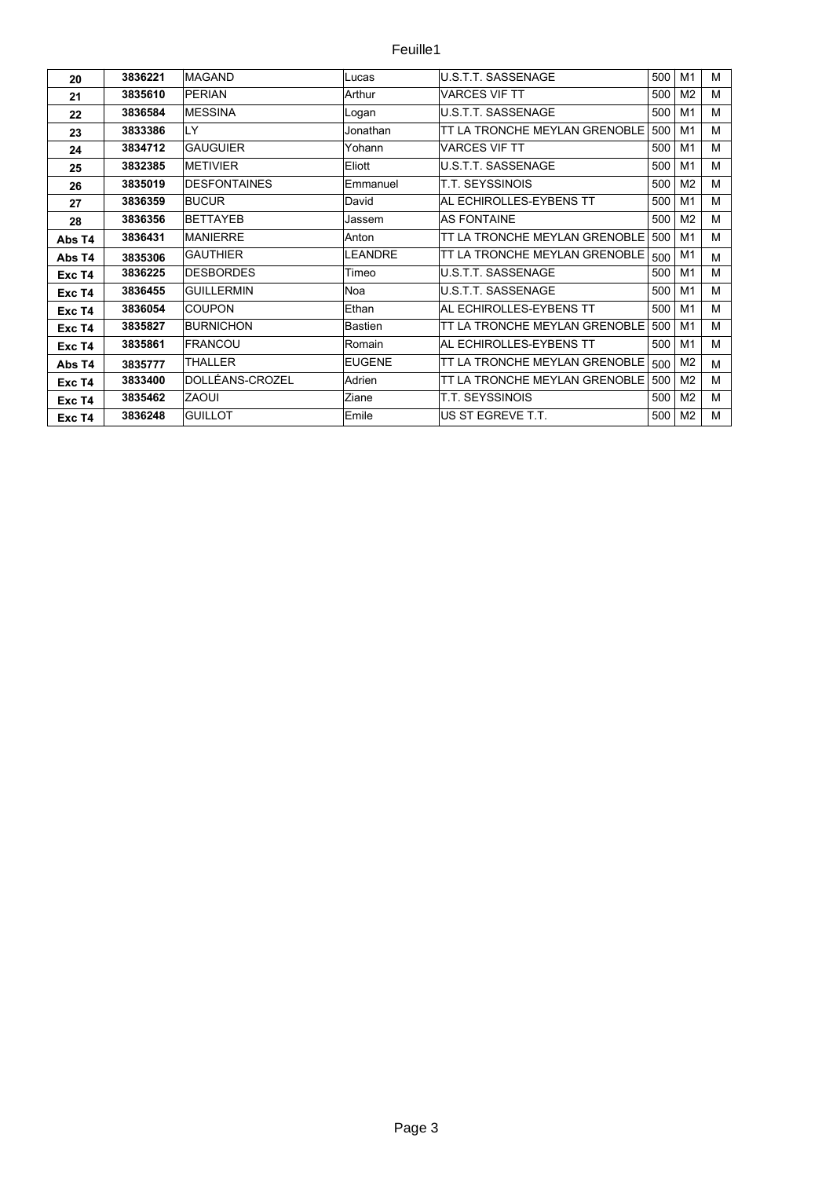| | | | | | | | |
|---|---|---|---|---|---|---|---|
| 20 | 3836221 | MAGAND | Lucas | U.S.T.T. SASSENAGE | 500 | M1 | M |
| 21 | 3835610 | PERIAN | Arthur | VARCES VIF TT | 500 | M2 | M |
| 22 | 3836584 | MESSINA | Logan | U.S.T.T. SASSENAGE | 500 | M1 | M |
| 23 | 3833386 | LY | Jonathan | TT LA TRONCHE MEYLAN GRENOBLE | 500 | M1 | M |
| 24 | 3834712 | GAUGUIER | Yohann | VARCES VIF TT | 500 | M1 | M |
| 25 | 3832385 | METIVIER | Eliott | U.S.T.T. SASSENAGE | 500 | M1 | M |
| 26 | 3835019 | DESFONTAINES | Emmanuel | T.T. SEYSSINOIS | 500 | M2 | M |
| 27 | 3836359 | BUCUR | David | AL ECHIROLLES-EYBENS TT | 500 | M1 | M |
| 28 | 3836356 | BETTAYEB | Jassem | AS FONTAINE | 500 | M2 | M |
| Abs T4 | 3836431 | MANIERRE | Anton | TT LA TRONCHE MEYLAN GRENOBLE | 500 | M1 | M |
| Abs T4 | 3835306 | GAUTHIER | LEANDRE | TT LA TRONCHE MEYLAN GRENOBLE | 500 | M1 | M |
| Exc T4 | 3836225 | DESBORDES | Timeo | U.S.T.T. SASSENAGE | 500 | M1 | M |
| Exc T4 | 3836455 | GUILLERMIN | Noa | U.S.T.T. SASSENAGE | 500 | M1 | M |
| Exc T4 | 3836054 | COUPON | Ethan | AL ECHIROLLES-EYBENS TT | 500 | M1 | M |
| Exc T4 | 3835827 | BURNICHON | Bastien | TT LA TRONCHE MEYLAN GRENOBLE | 500 | M1 | M |
| Exc T4 | 3835861 | FRANCOU | Romain | AL ECHIROLLES-EYBENS TT | 500 | M1 | M |
| Abs T4 | 3835777 | THALLER | EUGENE | TT LA TRONCHE MEYLAN GRENOBLE | 500 | M2 | M |
| Exc T4 | 3833400 | DOLLÉANS-CROZEL | Adrien | TT LA TRONCHE MEYLAN GRENOBLE | 500 | M2 | M |
| Exc T4 | 3835462 | ZAOUI | Ziane | T.T. SEYSSINOIS | 500 | M2 | M |
| Exc T4 | 3836248 | GUILLOT | Emile | US ST EGREVE T.T. | 500 | M2 | M |